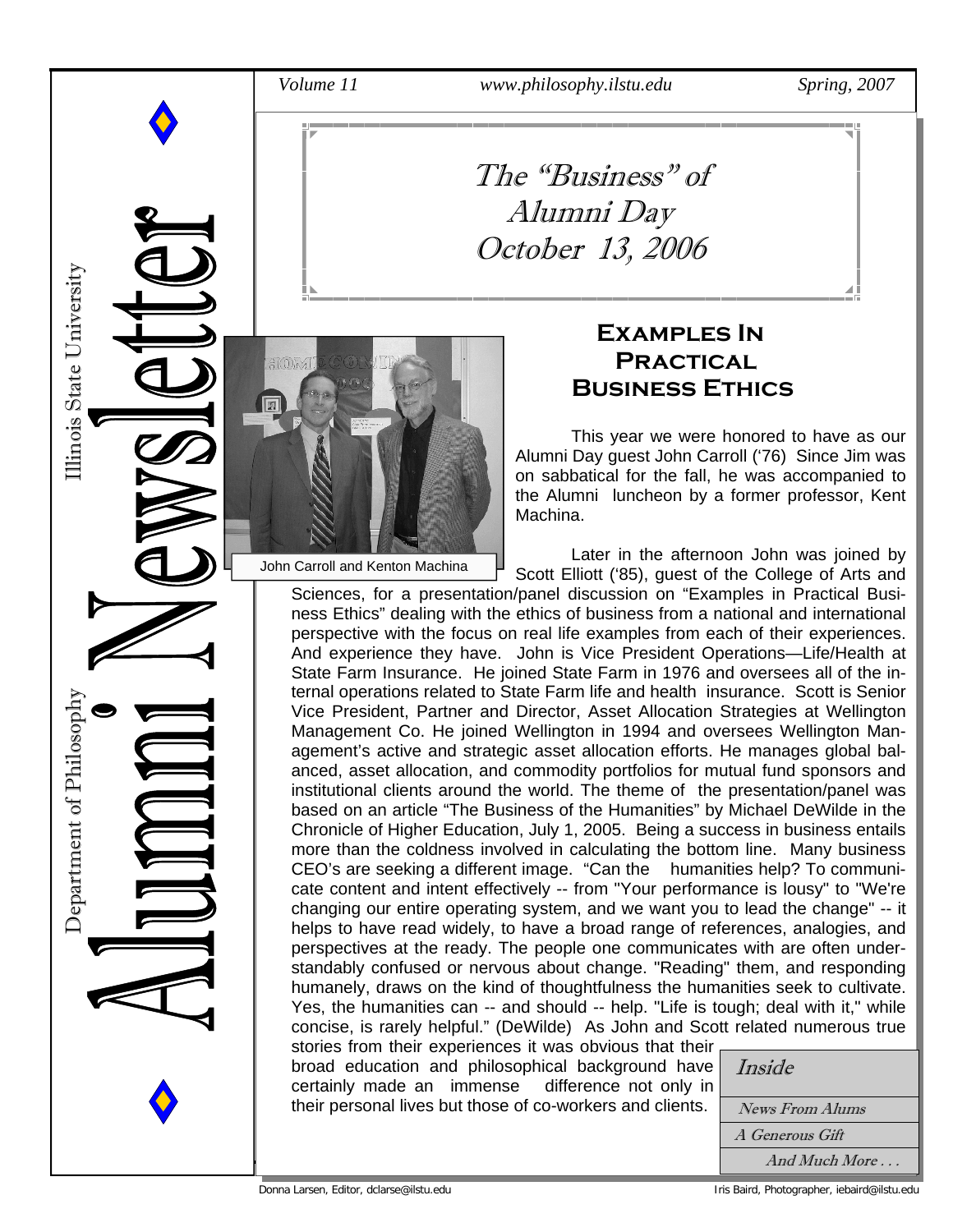Illinois State University

Department of Philosophy

# Alumni Newsletter

*Volume 11* *www.philosophy.ilstu.edu* *Spring, 2007*

## *The "Business" of Alumni Day October 13, 2006*

### Examples In Practical Business Ethics

John Carroll and Kenton Machina

This year we were honored to have as our Alumni Day guest John Carroll ('76) Since Jim was on sabbatical for the fall, he was accompanied to the Alumni luncheon by a former professor, Kent Machina.

Later in the afternoon John was joined by Scott Elliott ('85), guest of the College of Arts and Sciences, for a presentation/panel discussion on "Examples in Practical Business Ethics" dealing with the ethics of business from a national and international perspective with the focus on real life examples from each of their experiences. And experience they have. John is Vice President Operations—Life/Health at State Farm Insurance. He joined State Farm in 1976 and oversees all of the internal operations related to State Farm life and health insurance. Scott is Senior Vice President, Partner and Director, Asset Allocation Strategies at Wellington Management Co. He joined Wellington in 1994 and oversees Wellington Management's active and strategic asset allocation efforts. He manages global balanced, asset allocation, and commodity portfolios for mutual fund sponsors and institutional clients around the world. The theme of the presentation/panel was based on an article "The Business of the Humanities" by Michael DeWilde in the Chronicle of Higher Education, July 1, 2005. Being a success in business entails more than the coldness involved in calculating the bottom line. Many business CEO's are seeking a different image. "Can the humanities help? To communicate content and intent effectively -- from "Your performance is lousy" to "We're changing our entire operating system, and we want you to lead the change" -- it helps to have read widely, to have a broad range of references, analogies, and perspectives at the ready. The people one communicates with are often understandably confused or nervous about change. "Reading" them, and responding humanely, draws on the kind of thoughtfulness the humanities seek to cultivate. Yes, the humanities can -- and should -- help. "Life is tough; deal with it," while concise, is rarely helpful." (DeWilde) As John and Scott related numerous true stories from their experiences it was obvious that their broad education and philosophical background have certainly made an immense difference not only in their personal lives but those of co-workers and clients.

*Inside*

- *News From Alums*
- *A Generous Gift*
- *And Much More . . .*

Donna Larsen, Editor, dclarse@ilstu.edu

Iris Baird, Photographer, iebaird@ilstu.edu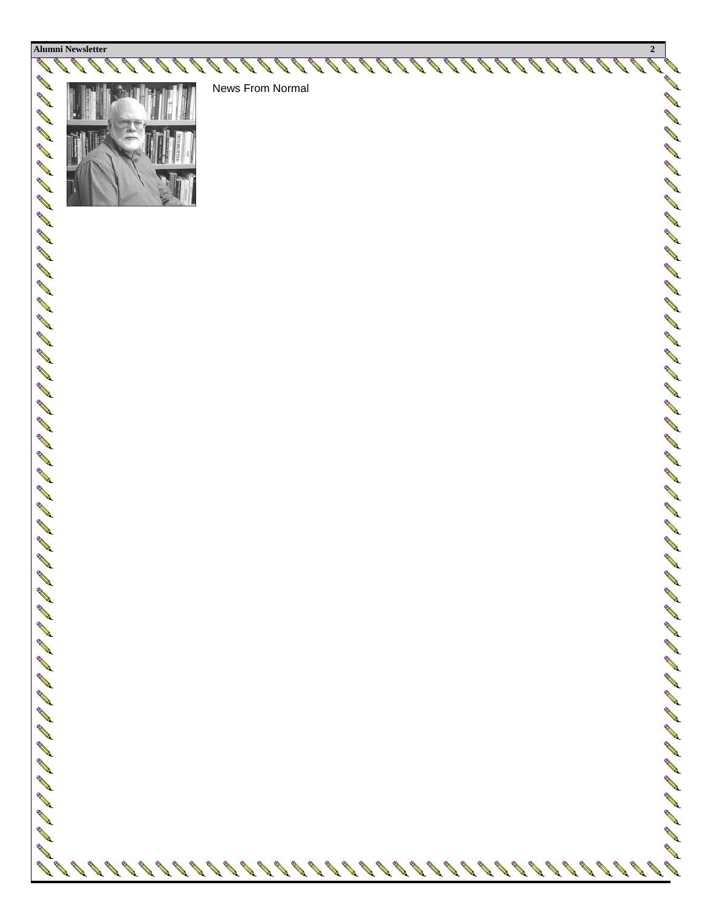News From Normal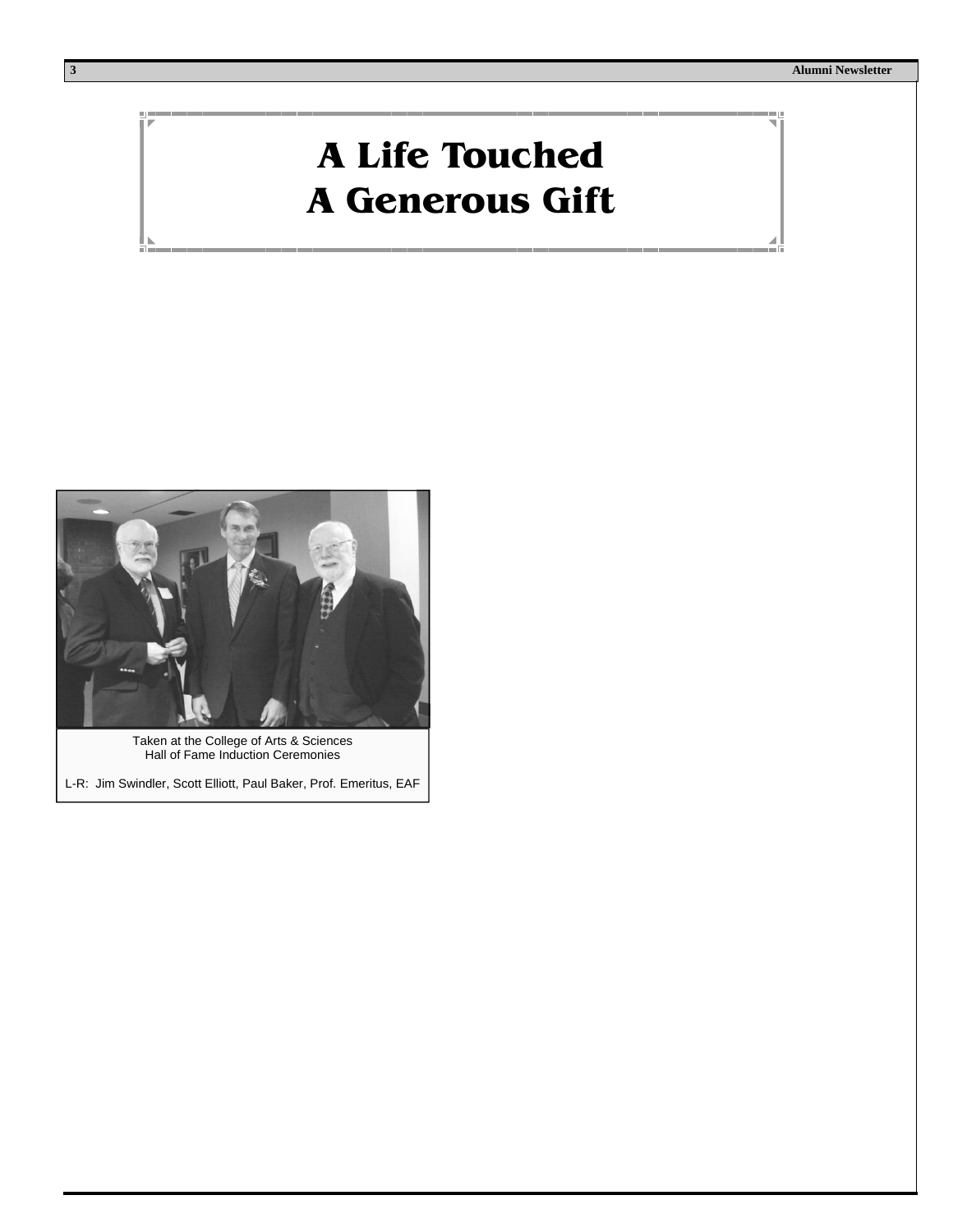# A Life Touched
# A Generous Gift

Taken at the College of Arts & Sciences
Hall of Fame Induction Ceremonies

L-R: Jim Swindler, Scott Elliott, Paul Baker, Prof. Emeritus, EAF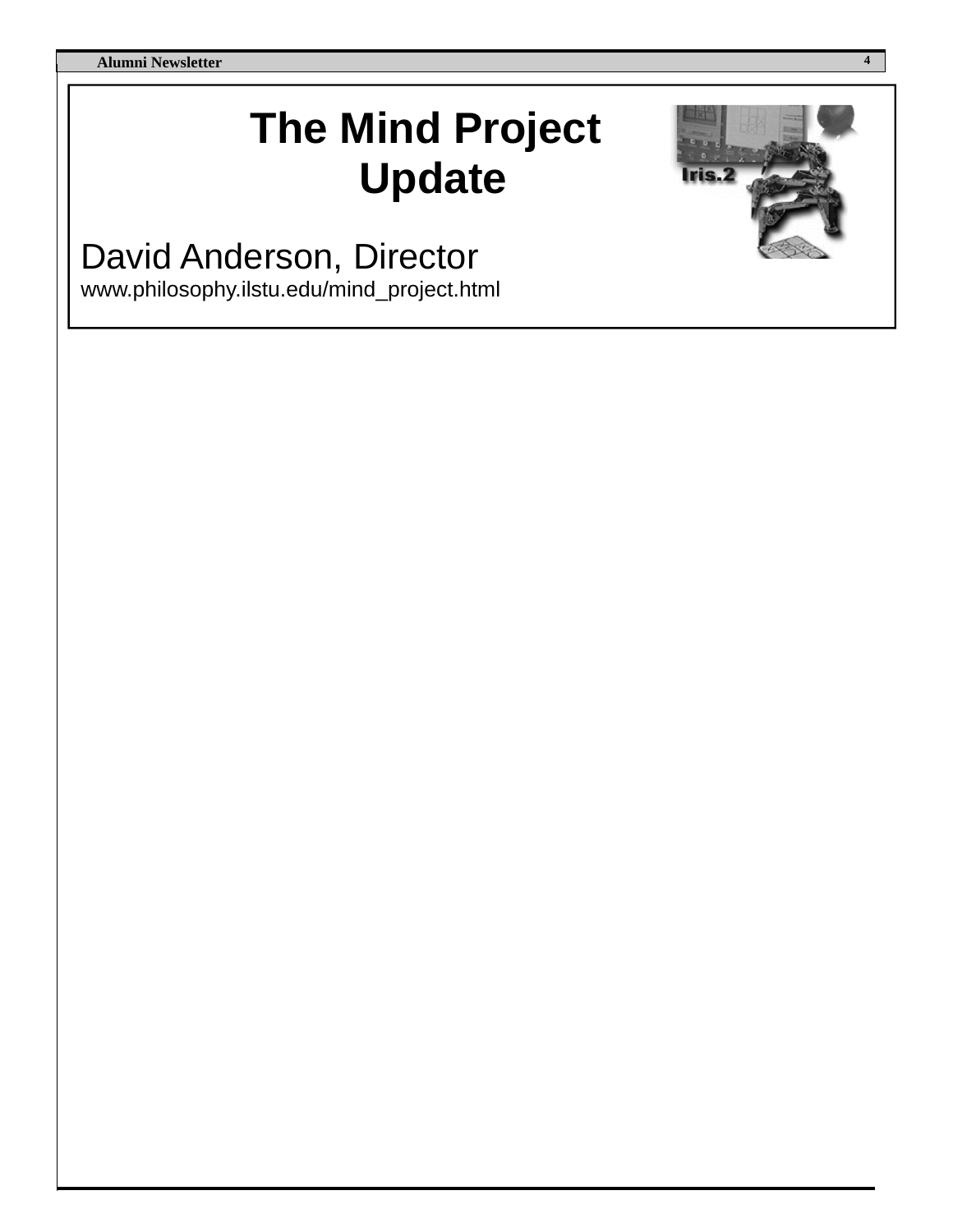# The Mind Project Update

David Anderson, Director

www.philosophy.ilstu.edu/mind_project.html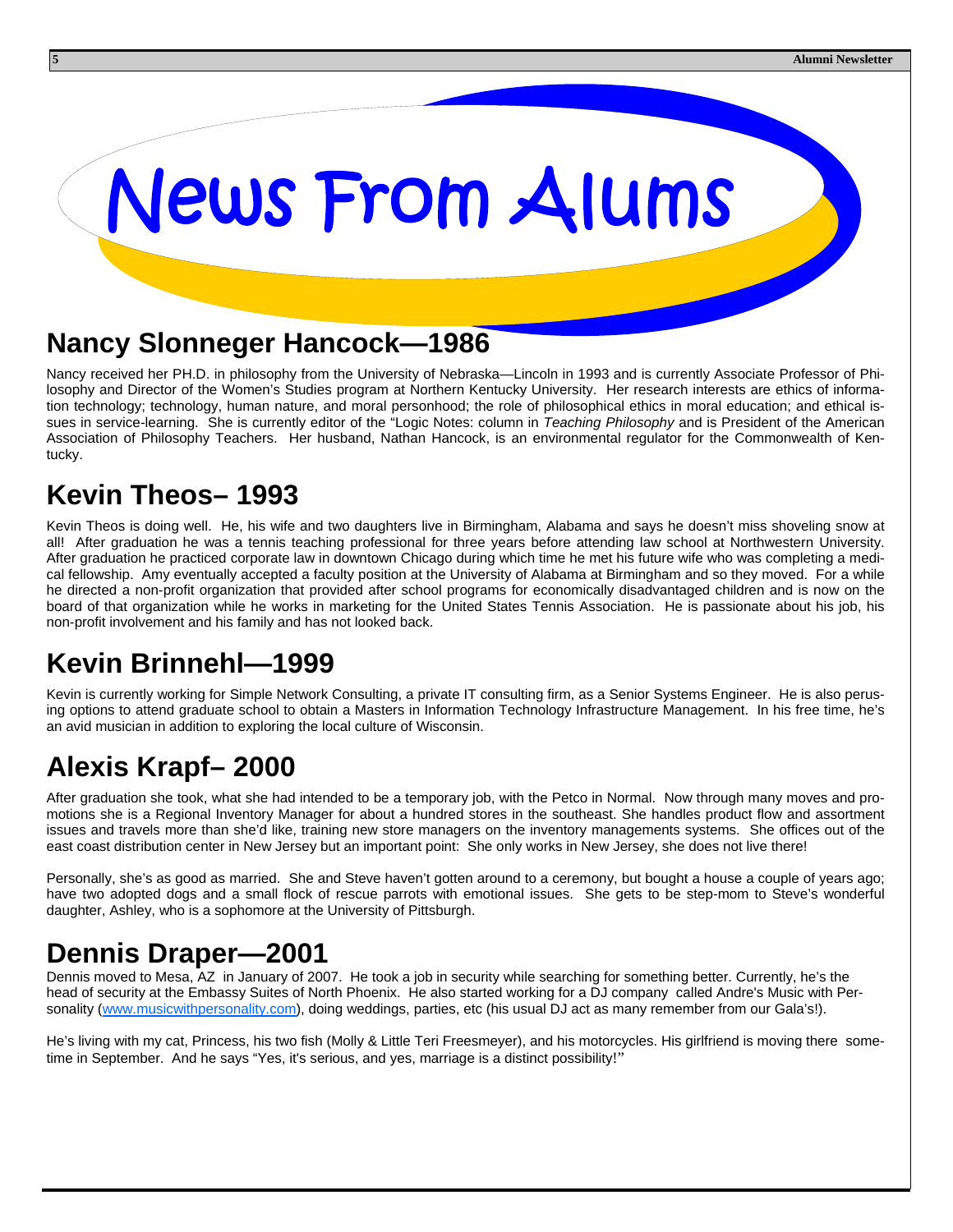# News From Alums

## Nancy Slonneger Hancock—1986

Nancy received her PH.D. in philosophy from the University of Nebraska—Lincoln in 1993 and is currently Associate Professor of Philosophy and Director of the Women's Studies program at Northern Kentucky University. Her research interests are ethics of information technology; technology, human nature, and moral personhood; the role of philosophical ethics in moral education; and ethical issues in service-learning. She is currently editor of the "Logic Notes: column in *Teaching Philosophy* and is President of the American Association of Philosophy Teachers. Her husband, Nathan Hancock, is an environmental regulator for the Commonwealth of Kentucky.

## Kevin Theos– 1993

Kevin Theos is doing well. He, his wife and two daughters live in Birmingham, Alabama and says he doesn't miss shoveling snow at all! After graduation he was a tennis teaching professional for three years before attending law school at Northwestern University. After graduation he practiced corporate law in downtown Chicago during which time he met his future wife who was completing a medical fellowship. Amy eventually accepted a faculty position at the University of Alabama at Birmingham and so they moved. For a while he directed a non-profit organization that provided after school programs for economically disadvantaged children and is now on the board of that organization while he works in marketing for the United States Tennis Association. He is passionate about his job, his non-profit involvement and his family and has not looked back.

## Kevin Brinnehl—1999

Kevin is currently working for Simple Network Consulting, a private IT consulting firm, as a Senior Systems Engineer. He is also perusing options to attend graduate school to obtain a Masters in Information Technology Infrastructure Management. In his free time, he's an avid musician in addition to exploring the local culture of Wisconsin.

## Alexis Krapf– 2000

After graduation she took, what she had intended to be a temporary job, with the Petco in Normal. Now through many moves and promotions she is a Regional Inventory Manager for about a hundred stores in the southeast. She handles product flow and assortment issues and travels more than she'd like, training new store managers on the inventory managements systems. She offices out of the east coast distribution center in New Jersey but an important point: She only works in New Jersey, she does not live there!

Personally, she's as good as married. She and Steve haven't gotten around to a ceremony, but bought a house a couple of years ago; have two adopted dogs and a small flock of rescue parrots with emotional issues. She gets to be step-mom to Steve's wonderful daughter, Ashley, who is a sophomore at the University of Pittsburgh.

## Dennis Draper—2001

Dennis moved to Mesa, AZ in January of 2007. He took a job in security while searching for something better. Currently, he's the head of security at the Embassy Suites of North Phoenix. He also started working for a DJ company called Andre's Music with Personality (www.musicwithpersonality.com), doing weddings, parties, etc (his usual DJ act as many remember from our Gala's!).

He's living with my cat, Princess, his two fish (Molly & Little Teri Freesmeyer), and his motorcycles. His girlfriend is moving there sometime in September. And he says "Yes, it's serious, and yes, marriage is a distinct possibility!"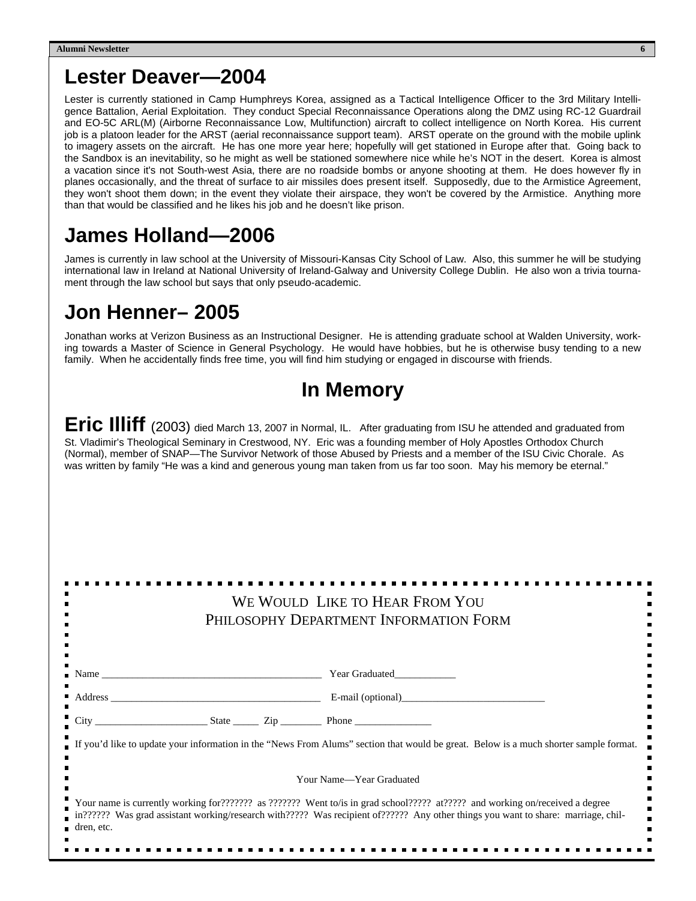## Lester Deaver—2004

Lester is currently stationed in Camp Humphreys Korea, assigned as a Tactical Intelligence Officer to the 3rd Military Intelligence Battalion, Aerial Exploitation. They conduct Special Reconnaissance Operations along the DMZ using RC-12 Guardrail and EO-5C ARL(M) (Airborne Reconnaissance Low, Multifunction) aircraft to collect intelligence on North Korea. His current job is a platoon leader for the ARST (aerial reconnaissance support team). ARST operate on the ground with the mobile uplink to imagery assets on the aircraft. He has one more year here; hopefully will get stationed in Europe after that. Going back to the Sandbox is an inevitability, so he might as well be stationed somewhere nice while he's NOT in the desert. Korea is almost a vacation since it's not South-west Asia, there are no roadside bombs or anyone shooting at them. He does however fly in planes occasionally, and the threat of surface to air missiles does present itself. Supposedly, due to the Armistice Agreement, they won't shoot them down; in the event they violate their airspace, they won't be covered by the Armistice. Anything more than that would be classified and he likes his job and he doesn't like prison.

## James Holland—2006

James is currently in law school at the University of Missouri-Kansas City School of Law. Also, this summer he will be studying international law in Ireland at National University of Ireland-Galway and University College Dublin. He also won a trivia tournament through the law school but says that only pseudo-academic.

## Jon Henner– 2005

Jonathan works at Verizon Business as an Instructional Designer. He is attending graduate school at Walden University, working towards a Master of Science in General Psychology. He would have hobbies, but he is otherwise busy tending to a new family. When he accidentally finds free time, you will find him studying or engaged in discourse with friends.

## In Memory

**Eric Illiff** (2003) died March 13, 2007 in Normal, IL. After graduating from ISU he attended and graduated from St. Vladimir's Theological Seminary in Crestwood, NY. Eric was a founding member of Holy Apostles Orthodox Church (Normal), member of SNAP—The Survivor Network of those Abused by Priests and a member of the ISU Civic Chorale. As was written by family "He was a kind and generous young man taken from us far too soon. May his memory be eternal."

---

WE WOULD LIKE TO HEAR FROM YOU
PHILOSOPHY DEPARTMENT INFORMATION FORM

Name ___________________________________________ Year Graduated____________

Address _________________________________________ E-mail (optional)____________________________

City ______________________ State _____ Zip ________ Phone _______________

If you'd like to update your information in the "News From Alums" section that would be great. Below is a much shorter sample format.

Your Name—Year Graduated

Your name is currently working for??????? as ??????? Went to/is in grad school????? at????? and working on/received a degree in?????? Was grad assistant working/research with????? Was recipient of?????? Any other things you want to share: marriage, children, etc.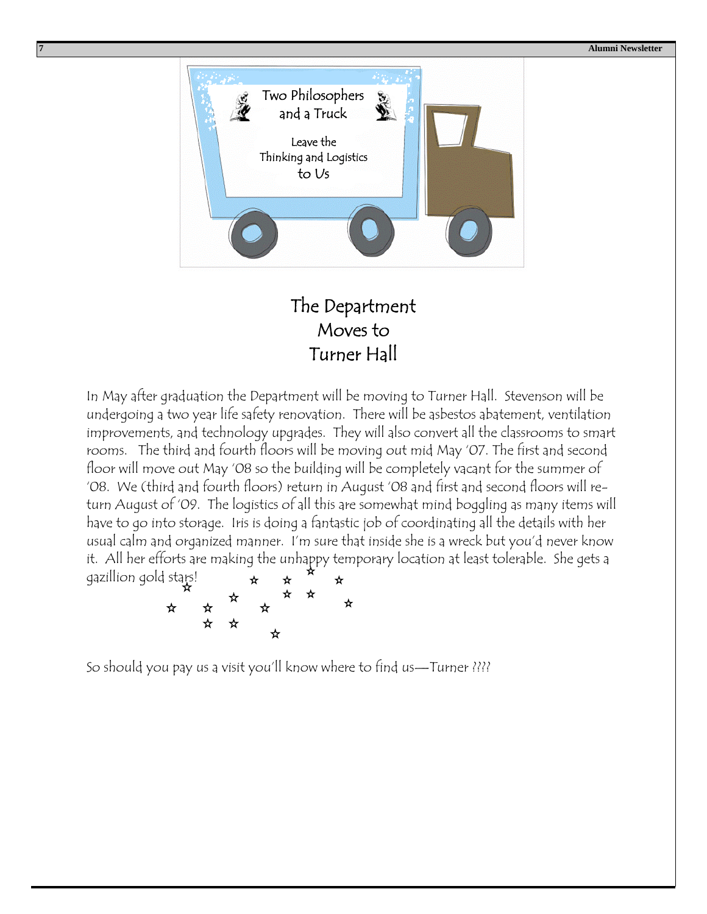Two Philosophers and a Truck

Leave the Thinking and Logistics to Us

# The Department Moves to Turner Hall

In May after graduation the Department will be moving to Turner Hall. Stevenson will be undergoing a two year life safety renovation. There will be asbestos abatement, ventilation improvements, and technology upgrades. They will also convert all the classrooms to smart rooms. The third and fourth floors will be moving out mid May '07. The first and second floor will move out May '08 so the building will be completely vacant for the summer of '08. We (third and fourth floors) return in August '08 and first and second floors will return August of '09. The logistics of all this are somewhat mind boggling as many items will have to go into storage. Iris is doing a fantastic job of coordinating all the details with her usual calm and organized manner. I'm sure that inside she is a wreck but you'd never know it. All her efforts are making the unhappy temporary location at least tolerable. She gets a gazillion gold stars!

☆ ☆ ☆ ☆ ☆ ☆ ☆ ☆ ☆ ☆ ☆ ☆ ☆ ☆ ☆ ☆

So should you pay us a visit you'll know where to find us—Turner ????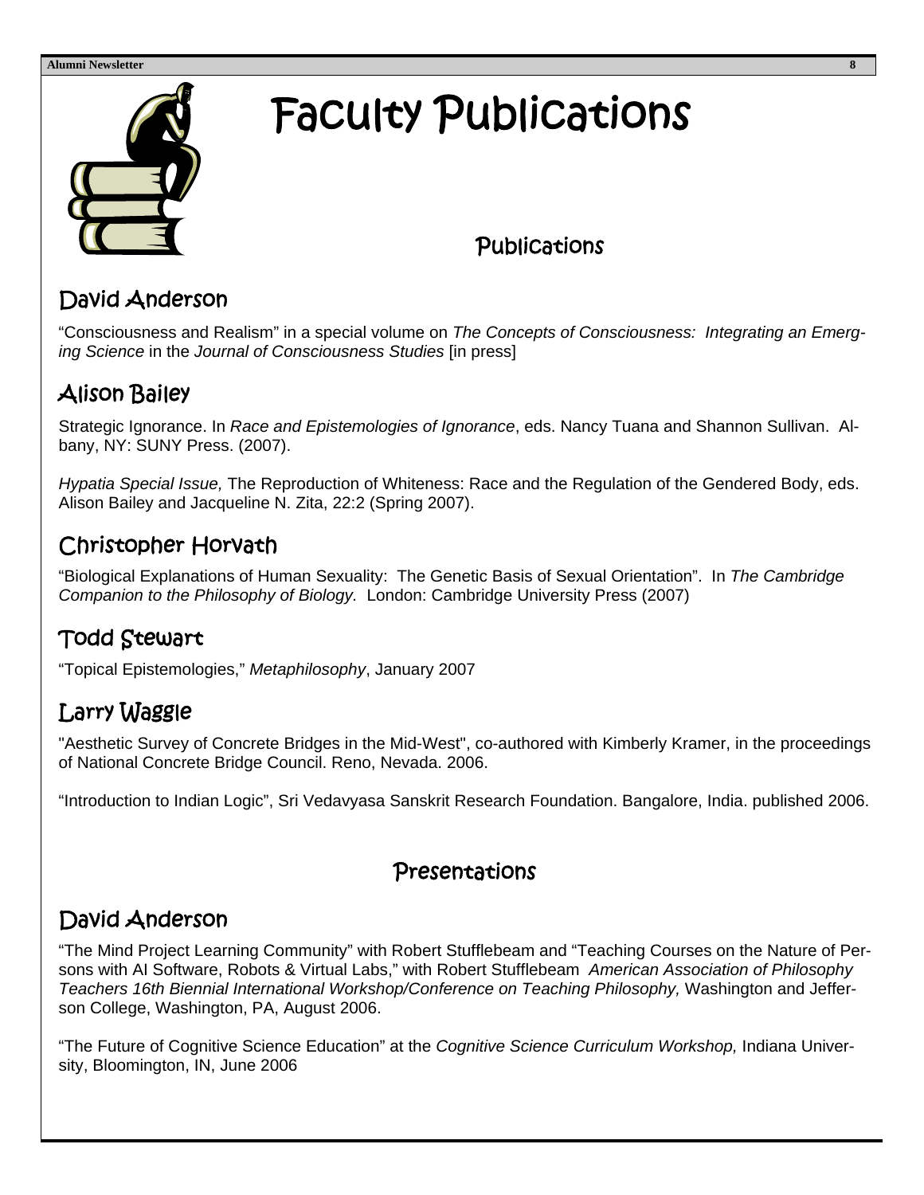# Faculty Publications

## Publications

### David Anderson

"Consciousness and Realism" in a special volume on *The Concepts of Consciousness: Integrating an Emerging Science* in the *Journal of Consciousness Studies* [in press]

### Alison Bailey

Strategic Ignorance. In *Race and Epistemologies of Ignorance*, eds. Nancy Tuana and Shannon Sullivan. Albany, NY: SUNY Press. (2007).

*Hypatia Special Issue,* The Reproduction of Whiteness: Race and the Regulation of the Gendered Body, eds. Alison Bailey and Jacqueline N. Zita, 22:2 (Spring 2007).

### Christopher Horvath

"Biological Explanations of Human Sexuality: The Genetic Basis of Sexual Orientation". In *The Cambridge Companion to the Philosophy of Biology.* London: Cambridge University Press (2007)

### Todd Stewart

"Topical Epistemologies," *Metaphilosophy*, January 2007

### Larry Waggle

"Aesthetic Survey of Concrete Bridges in the Mid-West", co-authored with Kimberly Kramer, in the proceedings of National Concrete Bridge Council. Reno, Nevada. 2006.

"Introduction to Indian Logic", Sri Vedavyasa Sanskrit Research Foundation. Bangalore, India. published 2006.

## Presentations

### David Anderson

"The Mind Project Learning Community" with Robert Stufflebeam and "Teaching Courses on the Nature of Persons with AI Software, Robots & Virtual Labs," with Robert Stufflebeam *American Association of Philosophy Teachers 16th Biennial International Workshop/Conference on Teaching Philosophy,* Washington and Jefferson College, Washington, PA, August 2006.

"The Future of Cognitive Science Education" at the *Cognitive Science Curriculum Workshop,* Indiana University, Bloomington, IN, June 2006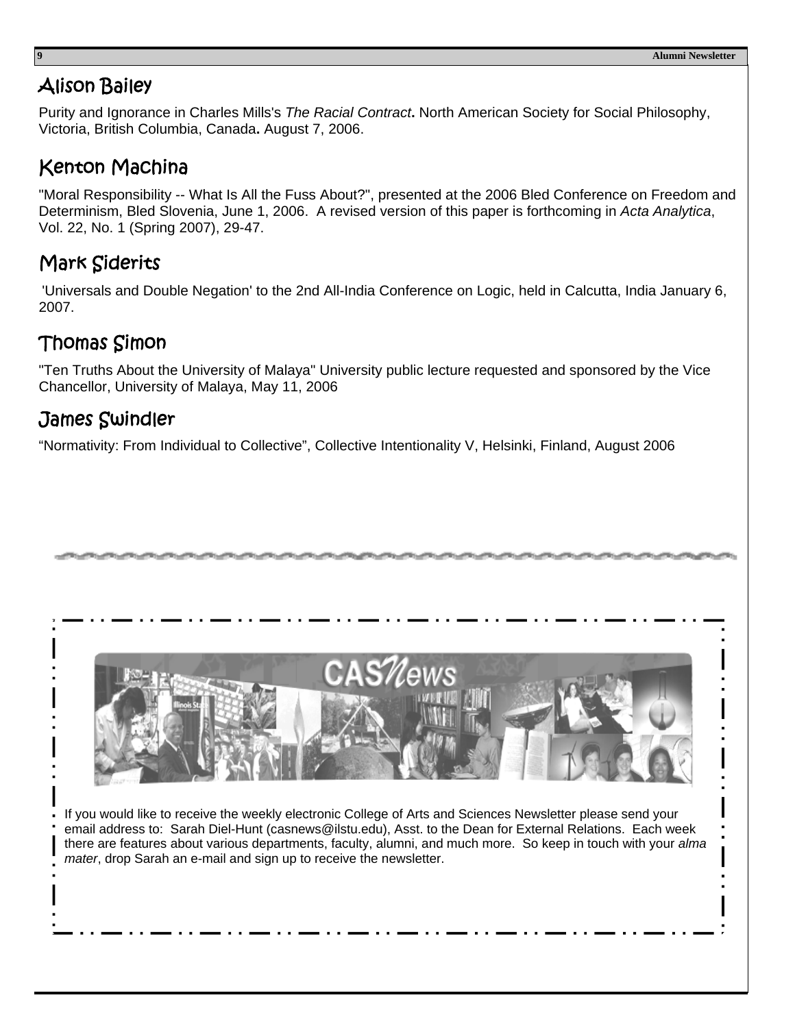## Alison Bailey

Purity and Ignorance in Charles Mills's *The Racial Contract***.** North American Society for Social Philosophy, Victoria, British Columbia, Canada**.** August 7, 2006.

## Kenton Machina

"Moral Responsibility -- What Is All the Fuss About?", presented at the 2006 Bled Conference on Freedom and Determinism, Bled Slovenia, June 1, 2006. A revised version of this paper is forthcoming in *Acta Analytica*, Vol. 22, No. 1 (Spring 2007), 29-47.

## Mark Siderits

'Universals and Double Negation' to the 2nd All-India Conference on Logic, held in Calcutta, India January 6, 2007.

## Thomas Simon

"Ten Truths About the University of Malaya" University public lecture requested and sponsored by the Vice Chancellor, University of Malaya, May 11, 2006

## James Swindler

"Normativity: From Individual to Collective", Collective Intentionality V, Helsinki, Finland, August 2006

---

CASNews

If you would like to receive the weekly electronic College of Arts and Sciences Newsletter please send your email address to: Sarah Diel-Hunt (casnews@ilstu.edu), Asst. to the Dean for External Relations. Each week there are features about various departments, faculty, alumni, and much more. So keep in touch with your *alma mater*, drop Sarah an e-mail and sign up to receive the newsletter.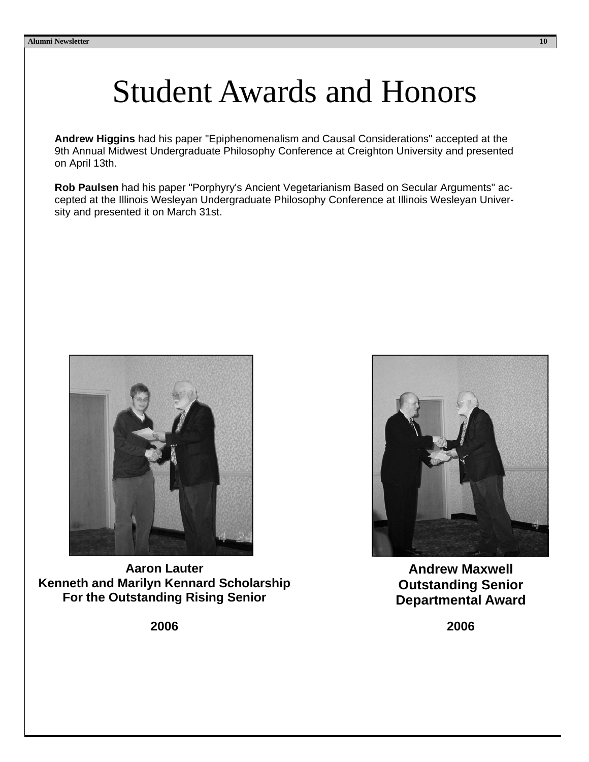# Student Awards and Honors

**Andrew Higgins** had his paper "Epiphenomenalism and Causal Considerations" accepted at the 9th Annual Midwest Undergraduate Philosophy Conference at Creighton University and presented on April 13th.

**Rob Paulsen** had his paper "Porphyry's Ancient Vegetarianism Based on Secular Arguments" accepted at the Illinois Wesleyan Undergraduate Philosophy Conference at Illinois Wesleyan University and presented it on March 31st.

**Aaron Lauter**
**Kenneth and Marilyn Kennard Scholarship**
**For the Outstanding Rising Senior**

**2006**

**Andrew Maxwell**
**Outstanding Senior**
**Departmental Award**

**2006**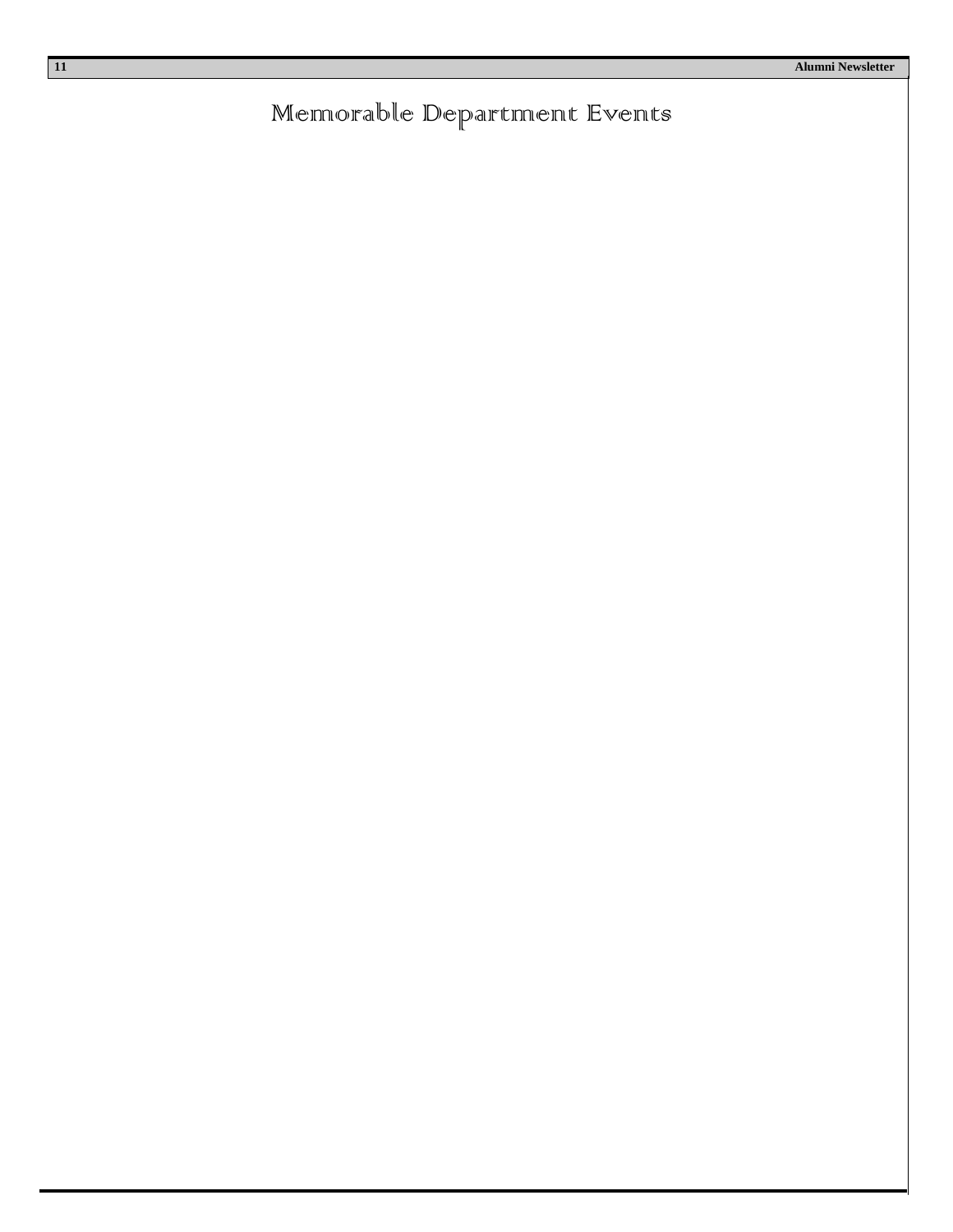# Memorable Department Events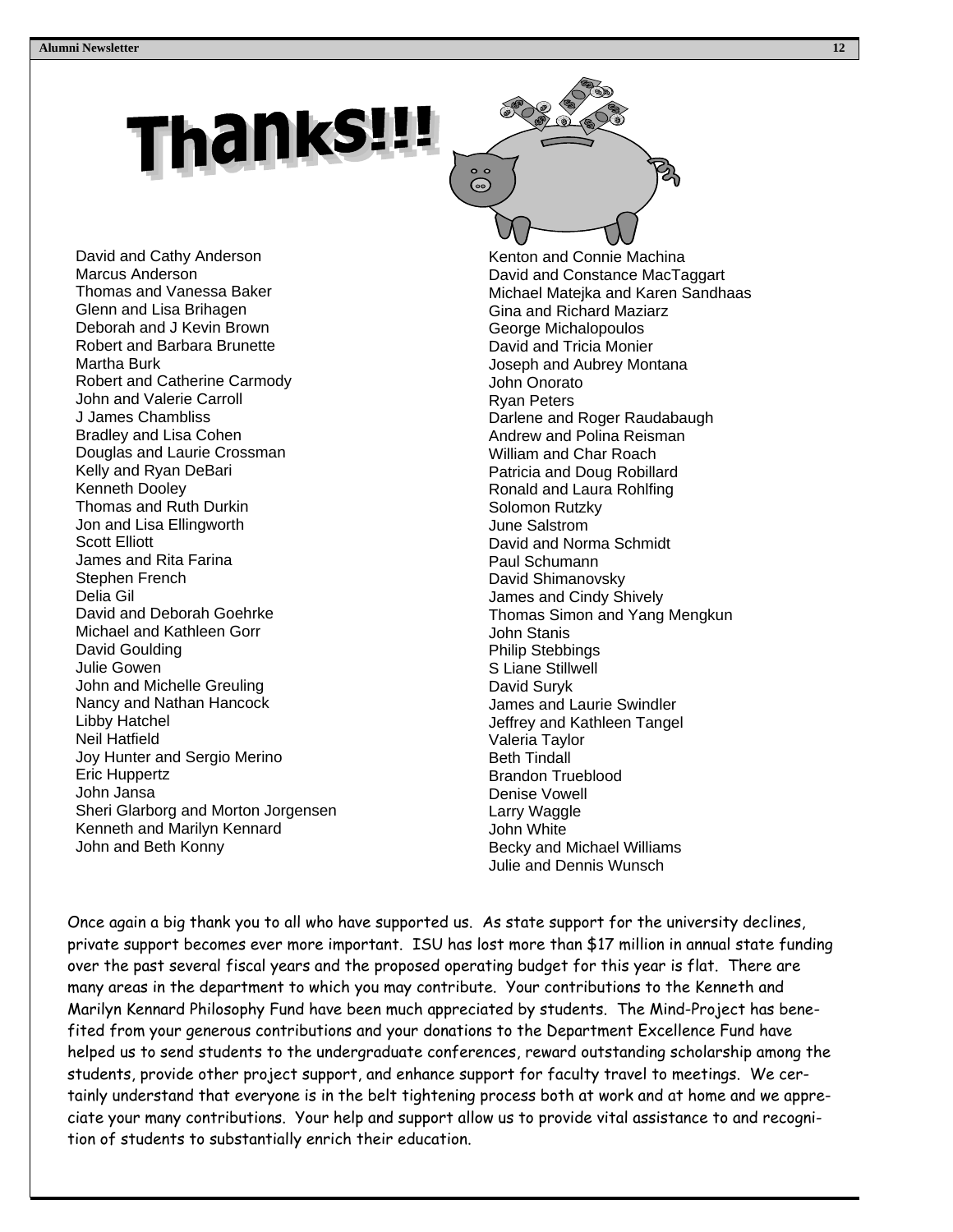# Thanks!!!

David and Cathy Anderson
Marcus Anderson
Thomas and Vanessa Baker
Glenn and Lisa Brihagen
Deborah and J Kevin Brown
Robert and Barbara Brunette
Martha Burk
Robert and Catherine Carmody
John and Valerie Carroll
J James Chambliss
Bradley and Lisa Cohen
Douglas and Laurie Crossman
Kelly and Ryan DeBari
Kenneth Dooley
Thomas and Ruth Durkin
Jon and Lisa Ellingworth
Scott Elliott
James and Rita Farina
Stephen French
Delia Gil
David and Deborah Goehrke
Michael and Kathleen Gorr
David Goulding
Julie Gowen
John and Michelle Greuling
Nancy and Nathan Hancock
Libby Hatchel
Neil Hatfield
Joy Hunter and Sergio Merino
Eric Huppertz
John Jansa
Sheri Glarborg and Morton Jorgensen
Kenneth and Marilyn Kennard
John and Beth Konny
Kenton and Connie Machina
David and Constance MacTaggart
Michael Matejka and Karen Sandhaas
Gina and Richard Maziarz
George Michalopoulos
David and Tricia Monier
Joseph and Aubrey Montana
John Onorato
Ryan Peters
Darlene and Roger Raudabaugh
Andrew and Polina Reisman
William and Char Roach
Patricia and Doug Robillard
Ronald and Laura Rohlfing
Solomon Rutzky
June Salstrom
David and Norma Schmidt
Paul Schumann
David Shimanovsky
James and Cindy Shively
Thomas Simon and Yang Mengkun
John Stanis
Philip Stebbings
S Liane Stillwell
David Suryk
James and Laurie Swindler
Jeffrey and Kathleen Tangel
Valeria Taylor
Beth Tindall
Brandon Trueblood
Denise Vowell
Larry Waggle
John White
Becky and Michael Williams
Julie and Dennis Wunsch

Once again a big thank you to all who have supported us. As state support for the university declines, private support becomes ever more important. ISU has lost more than $17 million in annual state funding over the past several fiscal years and the proposed operating budget for this year is flat. There are many areas in the department to which you may contribute. Your contributions to the Kenneth and Marilyn Kennard Philosophy Fund have been much appreciated by students. The Mind-Project has benefited from your generous contributions and your donations to the Department Excellence Fund have helped us to send students to the undergraduate conferences, reward outstanding scholarship among the students, provide other project support, and enhance support for faculty travel to meetings. We certainly understand that everyone is in the belt tightening process both at work and at home and we appreciate your many contributions. Your help and support allow us to provide vital assistance to and recognition of students to substantially enrich their education.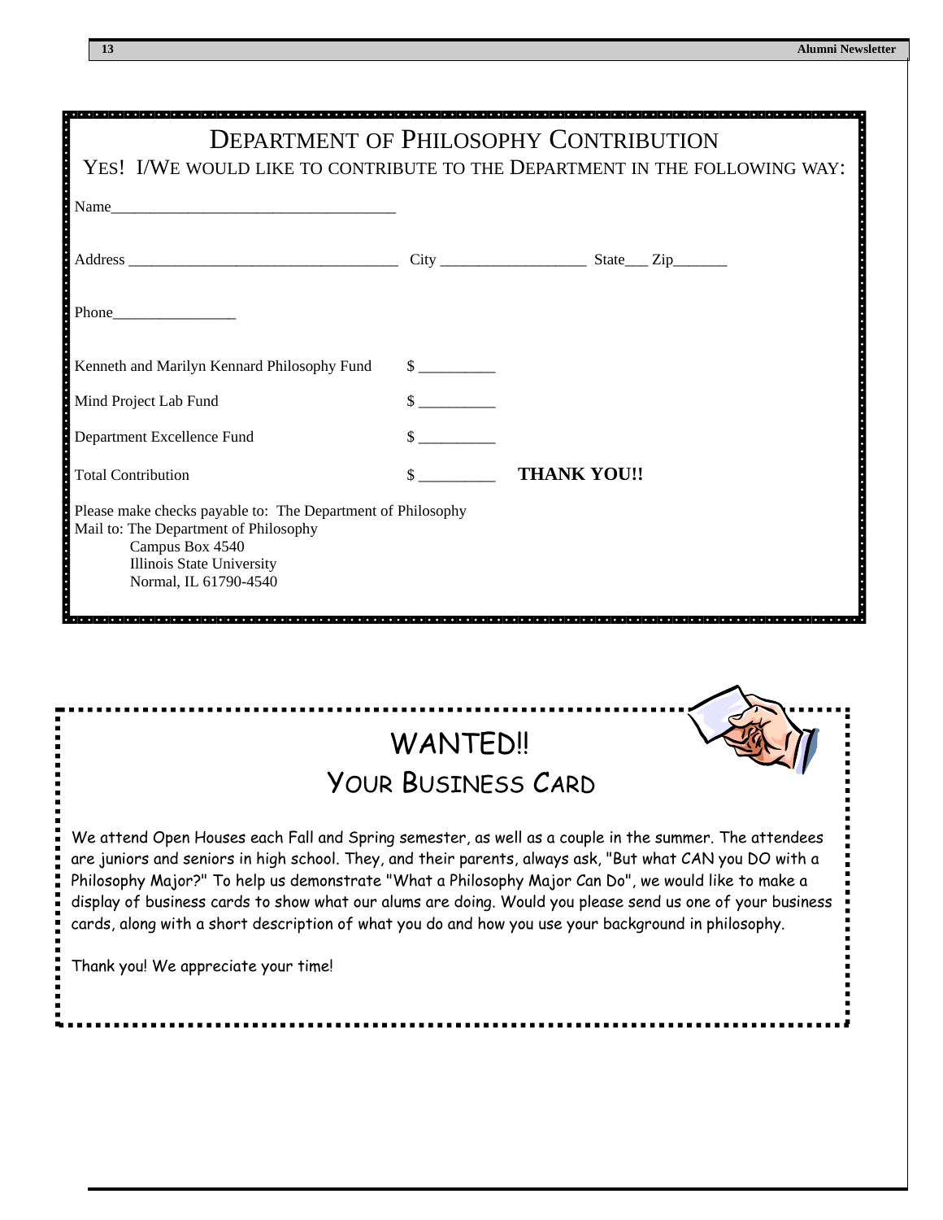# Department of Philosophy Contribution

## Yes! I/We would like to contribute to the Department in the following way:

Name____________________________________

Address ___________________________________ City __________________ State___ Zip_______

Phone________________

| | |
|---|---|
| Kenneth and Marilyn Kennard Philosophy Fund | $ __________ |
| Mind Project Lab Fund | $ __________ |
| Department Excellence Fund | $ __________ |
| Total Contribution | $ __________ **THANK YOU!!** |

Please make checks payable to: The Department of Philosophy
Mail to: The Department of Philosophy
Campus Box 4540
Illinois State University
Normal, IL 61790-4540

# WANTED!!

## Your Business Card

We attend Open Houses each Fall and Spring semester, as well as a couple in the summer. The attendees are juniors and seniors in high school. They, and their parents, always ask, "But what CAN you DO with a Philosophy Major?" To help us demonstrate "What a Philosophy Major Can Do", we would like to make a display of business cards to show what our alums are doing. Would you please send us one of your business cards, along with a short description of what you do and how you use your background in philosophy.

Thank you! We appreciate your time!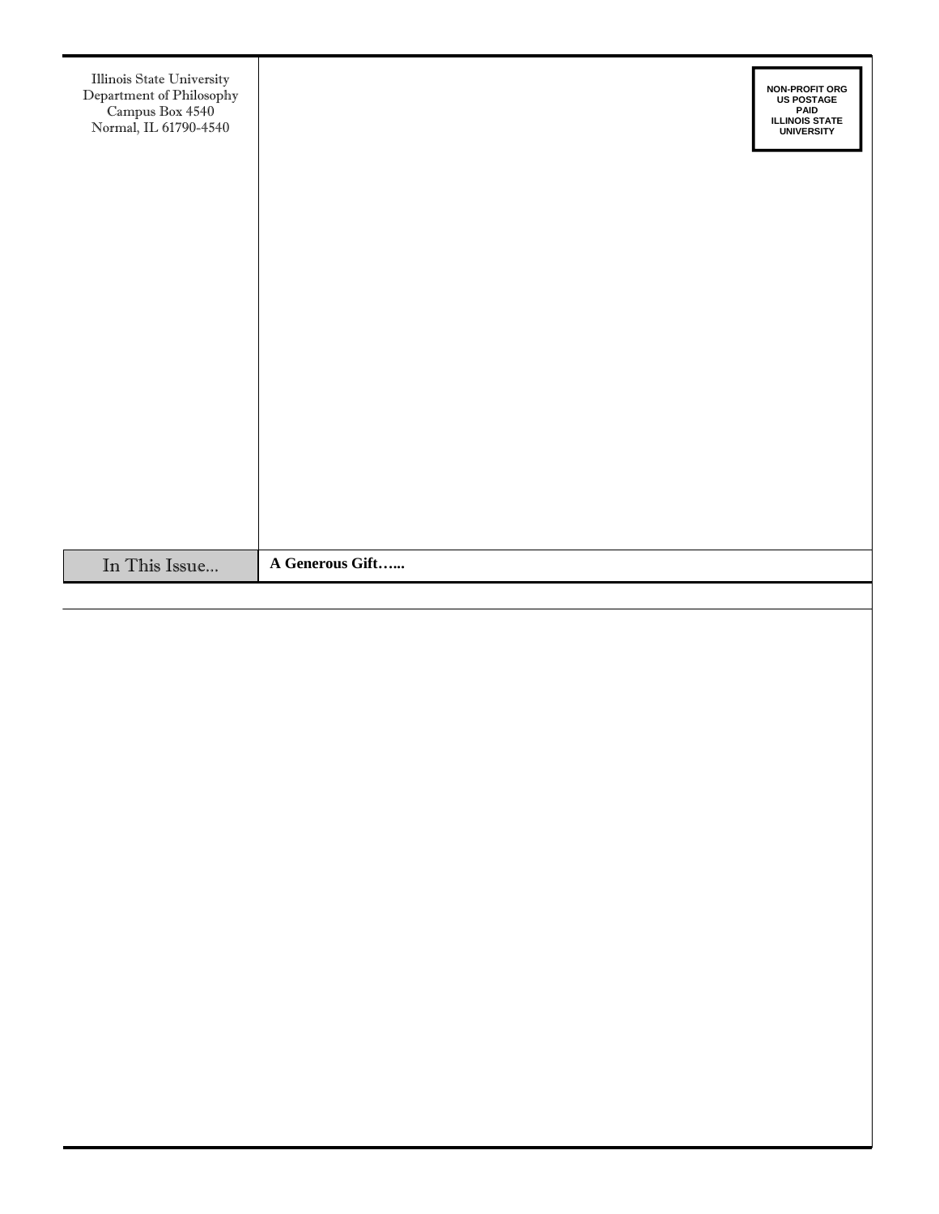Illinois State University
Department of Philosophy
Campus Box 4540
Normal, IL 61790-4540

NON-PROFIT ORG
US POSTAGE
PAID
ILLINOIS STATE
UNIVERSITY

| In This Issue... | **A Generous Gift…...** |
| --- | --- |